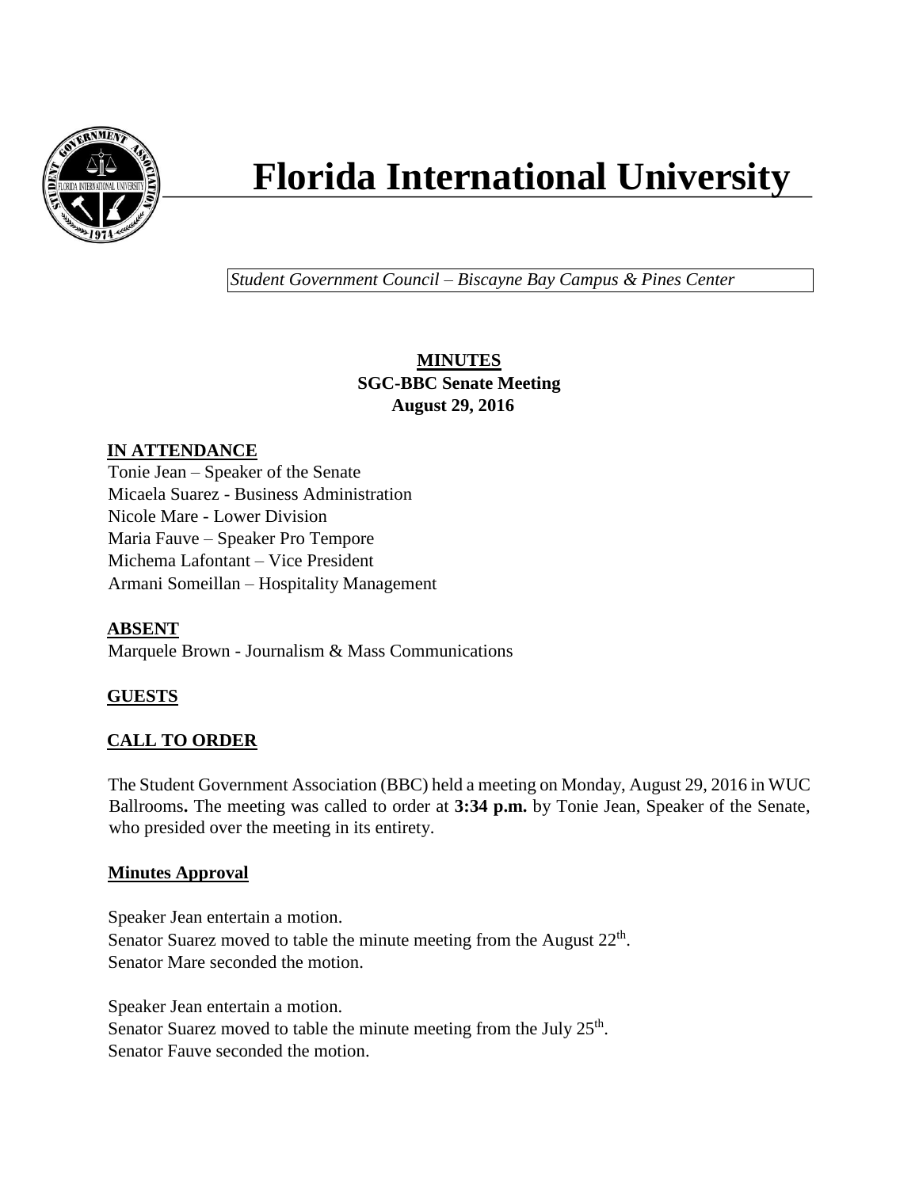# Florida International University

*Student Government Council – Biscayne Bay Campus & Pines Center*

**MINUTES**
**SGC-BBC Senate Meeting**
**August 29, 2016**

**IN ATTENDANCE**

Tonie Jean – Speaker of the Senate
Micaela Suarez - Business Administration
Nicole Mare - Lower Division
Maria Fauve – Speaker Pro Tempore
Michema Lafontant – Vice President
Armani Someillan – Hospitality Management

**ABSENT**

Marquele Brown - Journalism & Mass Communications

**GUESTS**

**CALL TO ORDER**

The Student Government Association (BBC) held a meeting on Monday, August 29, 2016 in WUC Ballrooms**.** The meeting was called to order at **3:34 p.m.** by Tonie Jean, Speaker of the Senate, who presided over the meeting in its entirety.

**Minutes Approval**

Speaker Jean entertain a motion.
Senator Suarez moved to table the minute meeting from the August 22nd.
Senator Mare seconded the motion.

Speaker Jean entertain a motion.
Senator Suarez moved to table the minute meeting from the July 25th.
Senator Fauve seconded the motion.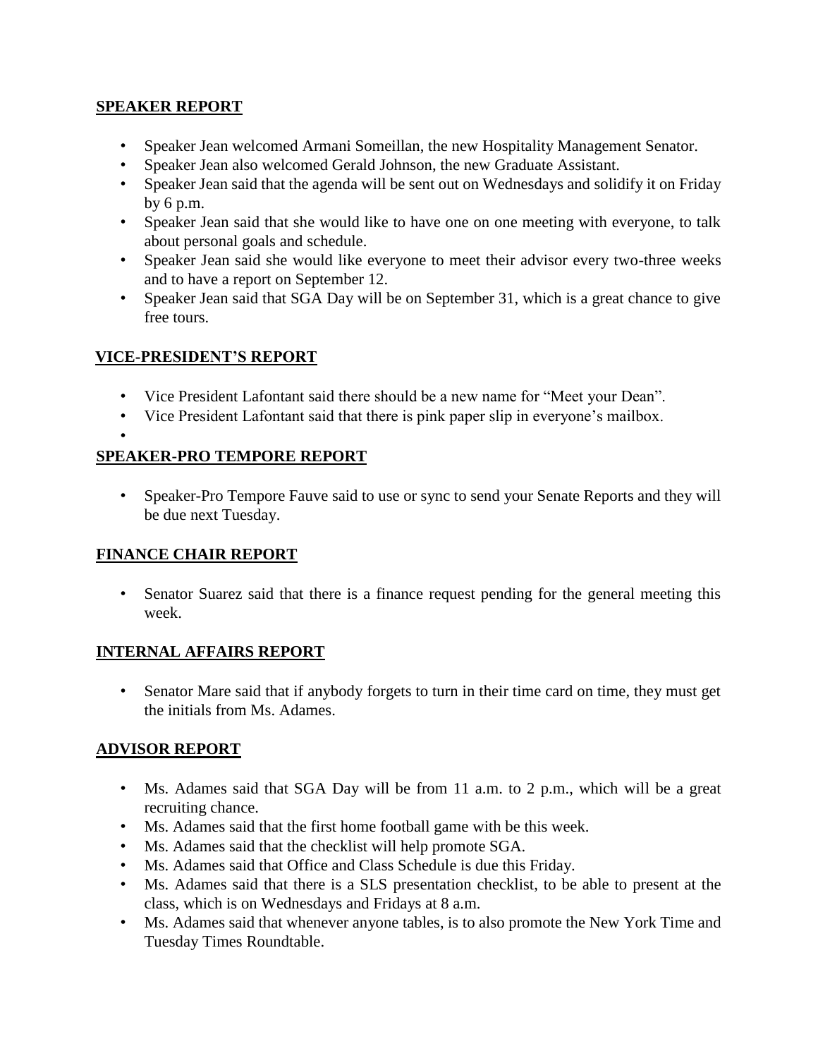## SPEAKER REPORT

- Speaker Jean welcomed Armani Someillan, the new Hospitality Management Senator.
- Speaker Jean also welcomed Gerald Johnson, the new Graduate Assistant.
- Speaker Jean said that the agenda will be sent out on Wednesdays and solidify it on Friday by 6 p.m.
- Speaker Jean said that she would like to have one on one meeting with everyone, to talk about personal goals and schedule.
- Speaker Jean said she would like everyone to meet their advisor every two-three weeks and to have a report on September 12.
- Speaker Jean said that SGA Day will be on September 31, which is a great chance to give free tours.

## VICE-PRESIDENT'S REPORT

- Vice President Lafontant said there should be a new name for "Meet your Dean".
- Vice President Lafontant said that there is pink paper slip in everyone's mailbox.
- 

## SPEAKER-PRO TEMPORE REPORT

- Speaker-Pro Tempore Fauve said to use or sync to send your Senate Reports and they will be due next Tuesday.

## FINANCE CHAIR REPORT

- Senator Suarez said that there is a finance request pending for the general meeting this week.

## INTERNAL AFFAIRS REPORT

- Senator Mare said that if anybody forgets to turn in their time card on time, they must get the initials from Ms. Adames.

## ADVISOR REPORT

- Ms. Adames said that SGA Day will be from 11 a.m. to 2 p.m., which will be a great recruiting chance.
- Ms. Adames said that the first home football game with be this week.
- Ms. Adames said that the checklist will help promote SGA.
- Ms. Adames said that Office and Class Schedule is due this Friday.
- Ms. Adames said that there is a SLS presentation checklist, to be able to present at the class, which is on Wednesdays and Fridays at 8 a.m.
- Ms. Adames said that whenever anyone tables, is to also promote the New York Time and Tuesday Times Roundtable.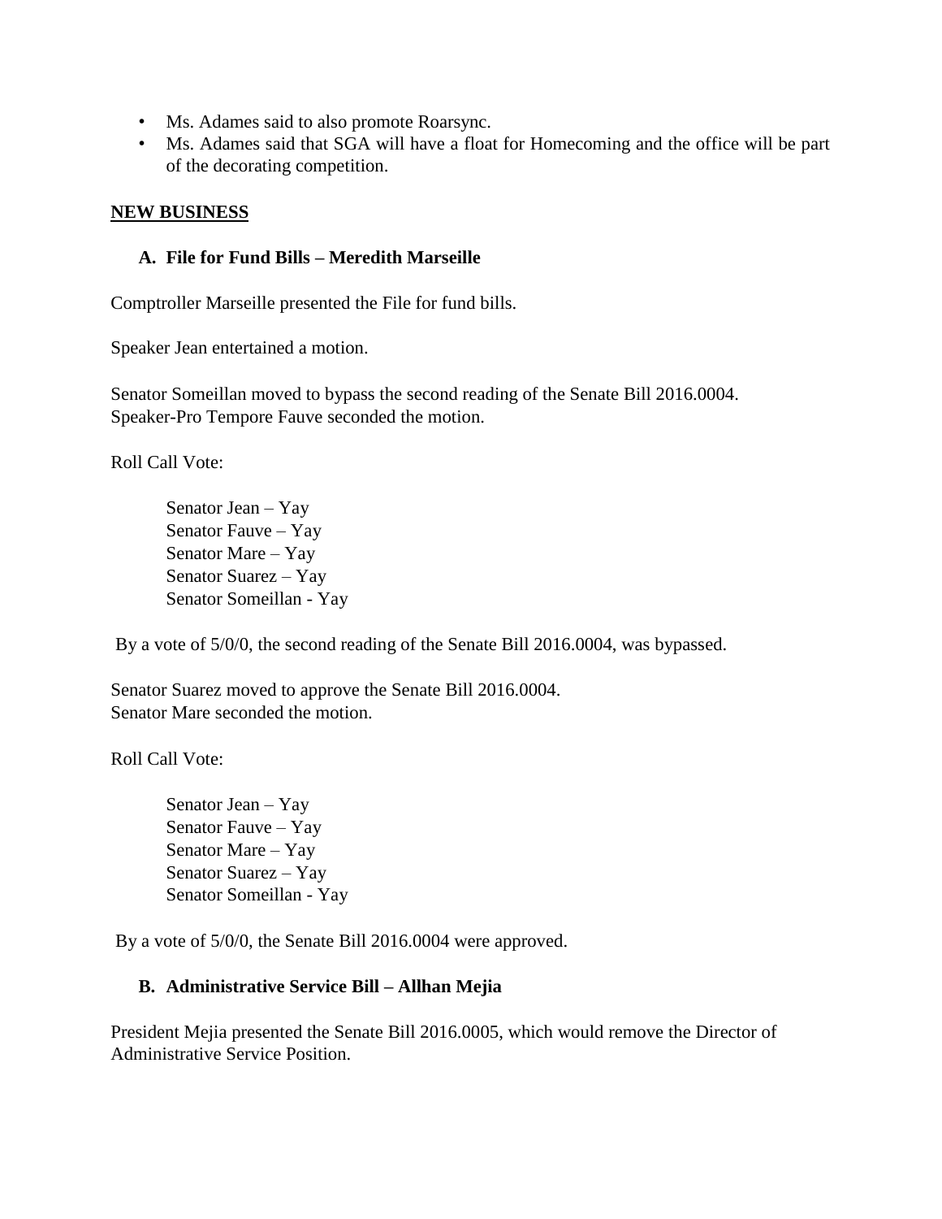- Ms. Adames said to also promote Roarsync.
- Ms. Adames said that SGA will have a float for Homecoming and the office will be part of the decorating competition.

**NEW BUSINESS**

**A. File for Fund Bills – Meredith Marseille**

Comptroller Marseille presented the File for fund bills.

Speaker Jean entertained a motion.

Senator Someillan moved to bypass the second reading of the Senate Bill 2016.0004.
Speaker-Pro Tempore Fauve seconded the motion.

Roll Call Vote:

Senator Jean – Yay
Senator Fauve – Yay
Senator Mare – Yay
Senator Suarez – Yay
Senator Someillan - Yay

By a vote of 5/0/0, the second reading of the Senate Bill 2016.0004, was bypassed.

Senator Suarez moved to approve the Senate Bill 2016.0004.
Senator Mare seconded the motion.

Roll Call Vote:

Senator Jean – Yay
Senator Fauve – Yay
Senator Mare – Yay
Senator Suarez – Yay
Senator Someillan - Yay

By a vote of 5/0/0, the Senate Bill 2016.0004 were approved.

**B. Administrative Service Bill – Allhan Mejia**

President Mejia presented the Senate Bill 2016.0005, which would remove the Director of Administrative Service Position.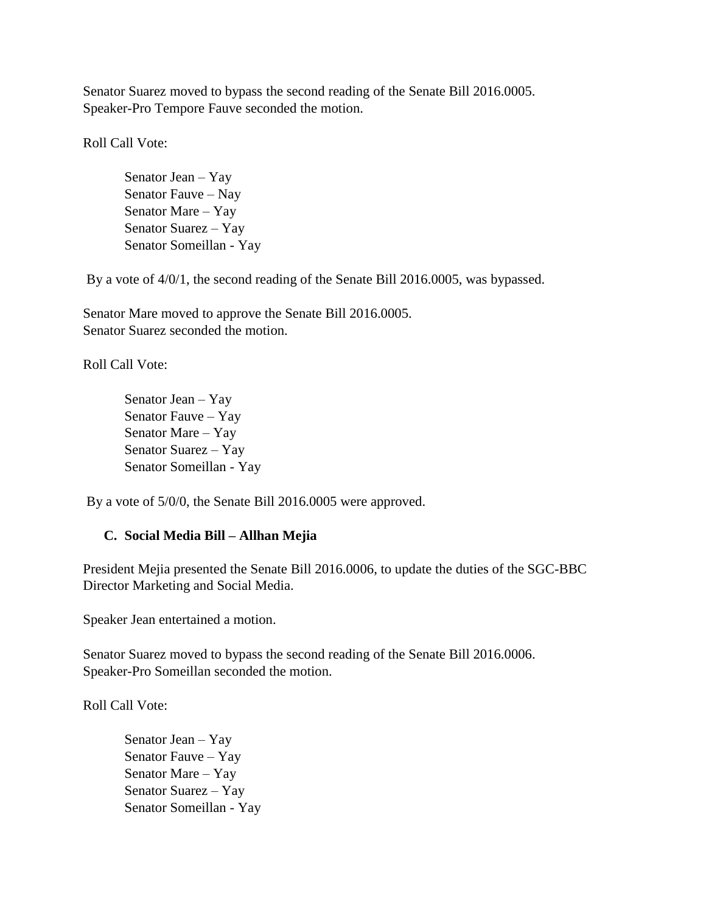Senator Suarez moved to bypass the second reading of the Senate Bill 2016.0005.
Speaker-Pro Tempore Fauve seconded the motion.

Roll Call Vote:

Senator Jean – Yay
Senator Fauve – Nay
Senator Mare – Yay
Senator Suarez – Yay
Senator Someillan - Yay

By a vote of 4/0/1, the second reading of the Senate Bill 2016.0005, was bypassed.

Senator Mare moved to approve the Senate Bill 2016.0005.
Senator Suarez seconded the motion.

Roll Call Vote:

Senator Jean – Yay
Senator Fauve – Yay
Senator Mare – Yay
Senator Suarez – Yay
Senator Someillan - Yay

By a vote of 5/0/0, the Senate Bill 2016.0005 were approved.

**C. Social Media Bill – Allhan Mejia**

President Mejia presented the Senate Bill 2016.0006, to update the duties of the SGC-BBC Director Marketing and Social Media.

Speaker Jean entertained a motion.

Senator Suarez moved to bypass the second reading of the Senate Bill 2016.0006.
Speaker-Pro Someillan seconded the motion.

Roll Call Vote:

Senator Jean – Yay
Senator Fauve – Yay
Senator Mare – Yay
Senator Suarez – Yay
Senator Someillan - Yay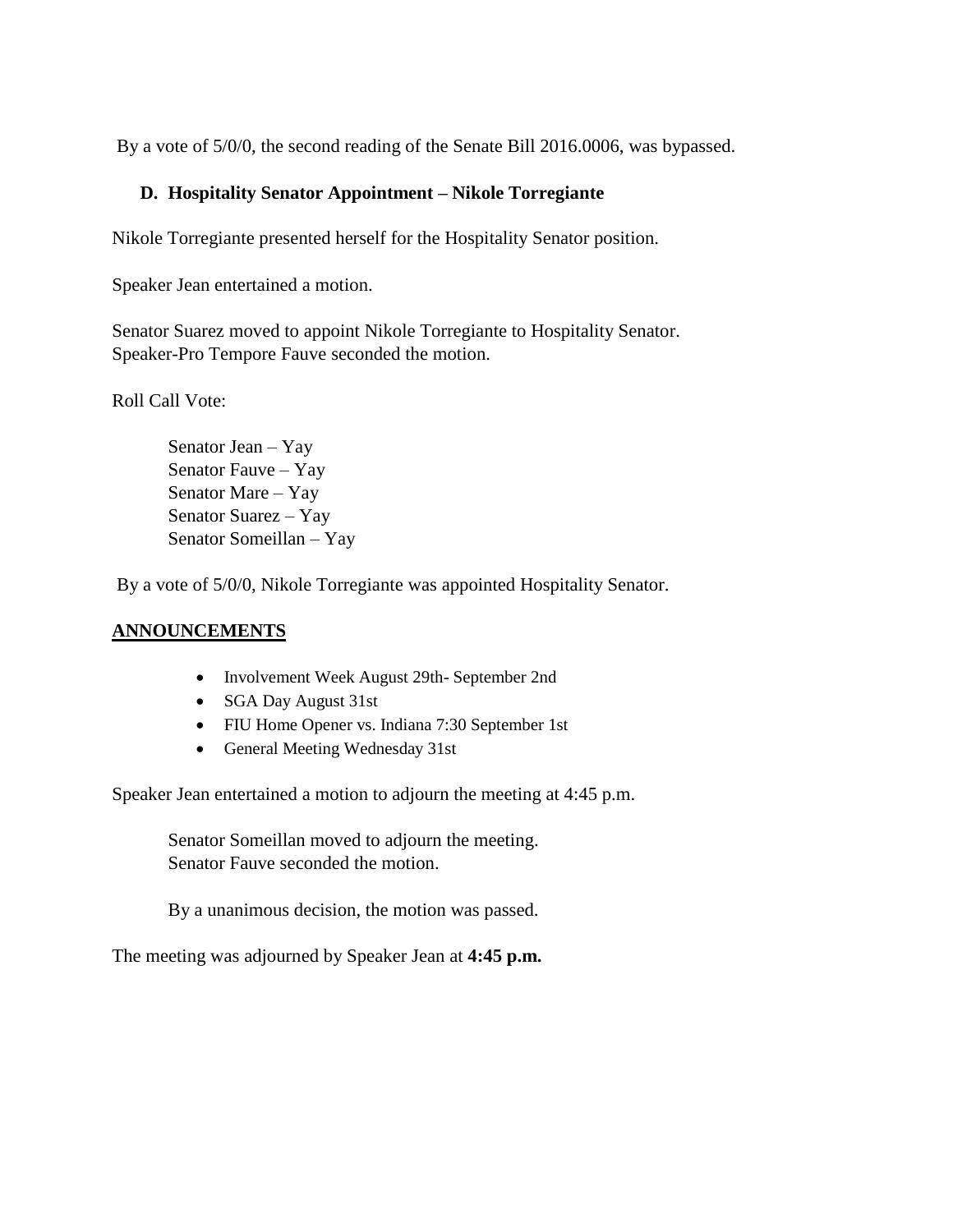By a vote of 5/0/0, the second reading of the Senate Bill 2016.0006, was bypassed.

### D. Hospitality Senator Appointment – Nikole Torregiante

Nikole Torregiante presented herself for the Hospitality Senator position.

Speaker Jean entertained a motion.

Senator Suarez moved to appoint Nikole Torregiante to Hospitality Senator.
Speaker-Pro Tempore Fauve seconded the motion.

Roll Call Vote:

Senator Jean – Yay
Senator Fauve – Yay
Senator Mare – Yay
Senator Suarez – Yay
Senator Someillan – Yay

By a vote of 5/0/0, Nikole Torregiante was appointed Hospitality Senator.

## ANNOUNCEMENTS

- Involvement Week August 29th- September 2nd
- SGA Day August 31st
- FIU Home Opener vs. Indiana 7:30 September 1st
- General Meeting Wednesday 31st

Speaker Jean entertained a motion to adjourn the meeting at 4:45 p.m.

Senator Someillan moved to adjourn the meeting.
Senator Fauve seconded the motion.

By a unanimous decision, the motion was passed.

The meeting was adjourned by Speaker Jean at **4:45 p.m.**